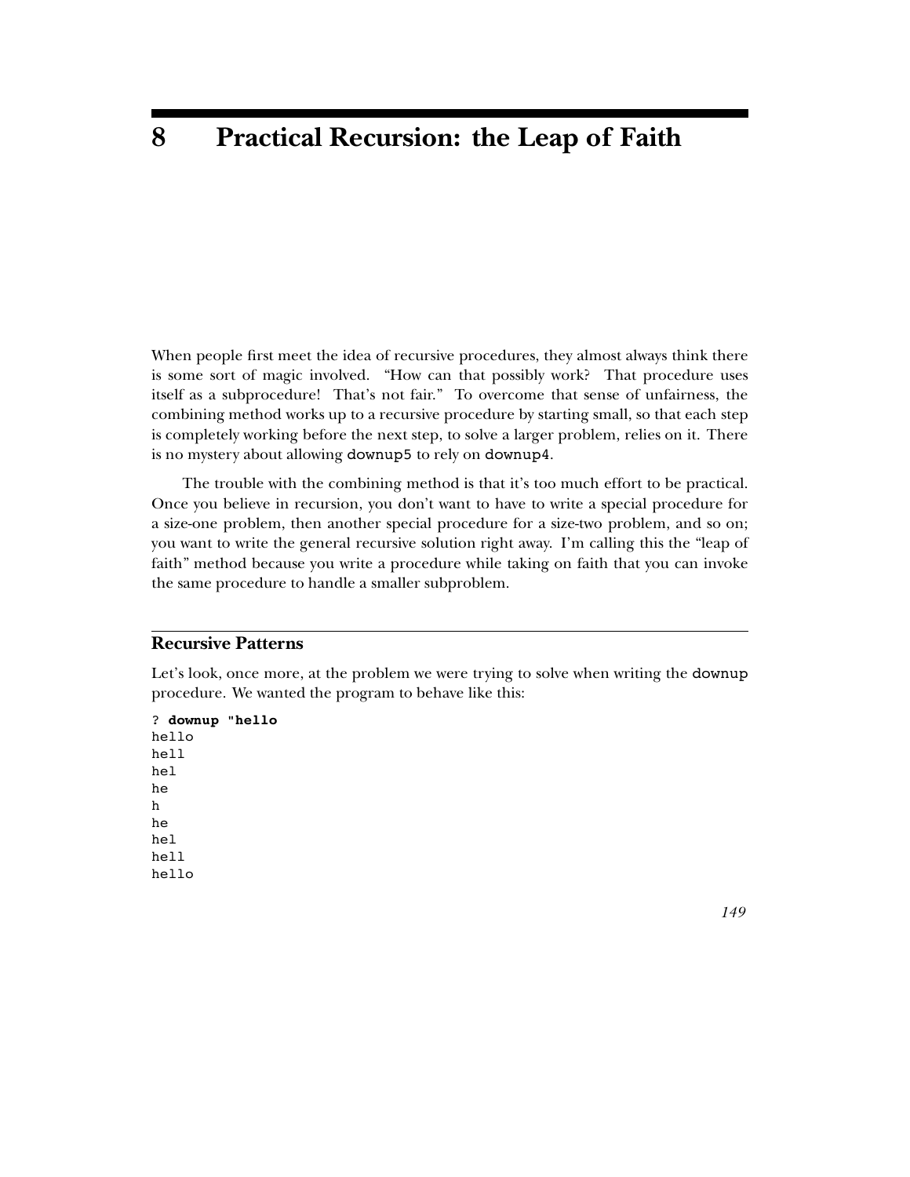# 8 Practical Recursion: the Leap of Faith

When people first meet the idea of recursive procedures, they almost always think there is some sort of magic involved. "How can that possibly work? That procedure uses itself as a subprocedure! That's not fair." To overcome that sense of unfairness, the combining method works up to a recursive procedure by starting small, so that each step is completely working before the next step, to solve a larger problem, relies on it. There is no mystery about allowing `downup5` to rely on `downup4`.

The trouble with the combining method is that it's too much effort to be practical. Once you believe in recursion, you don't want to have to write a special procedure for a size-one problem, then another special procedure for a size-two problem, and so on; you want to write the general recursive solution right away. I'm calling this the "leap of faith" method because you write a procedure while taking on faith that you can invoke the same procedure to handle a smaller subproblem.

## Recursive Patterns

Let's look, once more, at the problem we were trying to solve when writing the `downup` procedure. We wanted the program to behave like this:

```
? downup "hello
hello
hell
hel
he
h
he
hel
hell
hello
```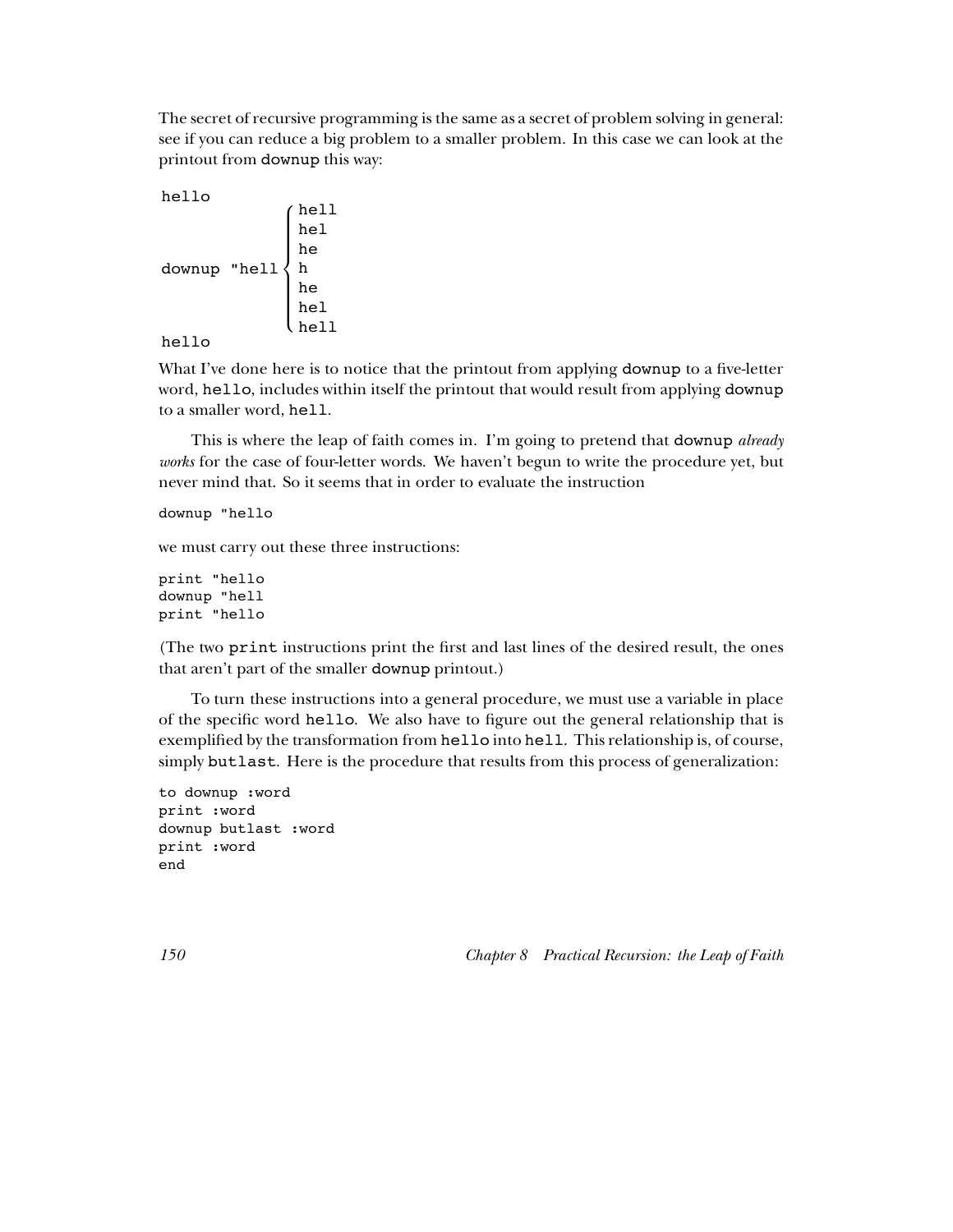The secret of recursive programming is the same as a secret of problem solving in general: see if you can reduce a big problem to a smaller problem. In this case we can look at the printout from `downup` this way:

```
hello
                ⎧ hell
                ⎪ hel
                ⎪ he
downup "hell  ⎨ h
                ⎪ he
                ⎪ hel
                ⎩ hell
hello
```

What I've done here is to notice that the printout from applying `downup` to a five-letter word, `hello`, includes within itself the printout that would result from applying `downup` to a smaller word, `hell`.

This is where the leap of faith comes in. I'm going to pretend that `downup` *already works* for the case of four-letter words. We haven't begun to write the procedure yet, but never mind that. So it seems that in order to evaluate the instruction

```
downup "hello
```

we must carry out these three instructions:

```
print "hello
downup "hell
print "hello
```

(The two `print` instructions print the first and last lines of the desired result, the ones that aren't part of the smaller `downup` printout.)

To turn these instructions into a general procedure, we must use a variable in place of the specific word `hello`. We also have to figure out the general relationship that is exemplified by the transformation from `hello` into `hell`. This relationship is, of course, simply `butlast`. Here is the procedure that results from this process of generalization:

```
to downup :word
print :word
downup butlast :word
print :word
end
```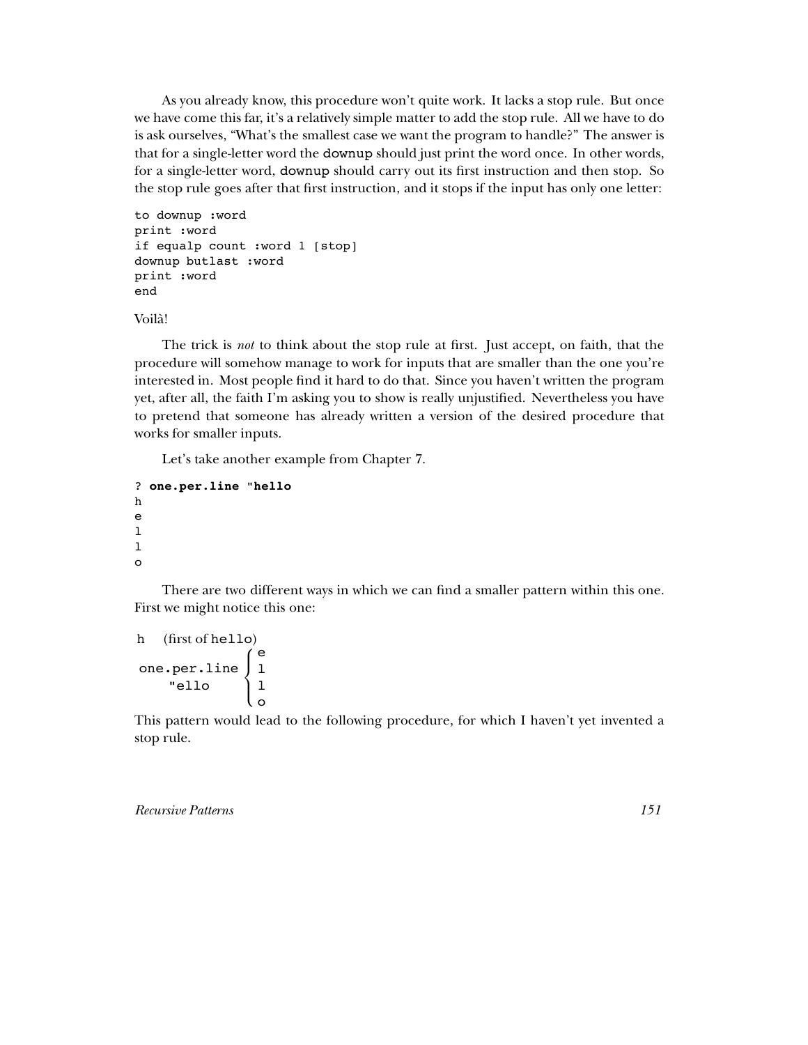As you already know, this procedure won't quite work. It lacks a stop rule. But once we have come this far, it's a relatively simple matter to add the stop rule. All we have to do is ask ourselves, "What's the smallest case we want the program to handle?" The answer is that for a single-letter word the `downup` should just print the word once. In other words, for a single-letter word, `downup` should carry out its first instruction and then stop. So the stop rule goes after that first instruction, and it stops if the input has only one letter:

```
to downup :word
print :word
if equalp count :word 1 [stop]
downup butlast :word
print :word
end
```

Voilà!

The trick is *not* to think about the stop rule at first. Just accept, on faith, that the procedure will somehow manage to work for inputs that are smaller than the one you're interested in. Most people find it hard to do that. Since you haven't written the program yet, after all, the faith I'm asking you to show is really unjustified. Nevertheless you have to pretend that someone has already written a version of the desired procedure that works for smaller inputs.

Let's take another example from Chapter 7.

```
? one.per.line "hello
h
e
l
l
o
```

There are two different ways in which we can find a smaller pattern within this one. First we might notice this one:

```
h    (first of hello)
               ⎧ e
one.per.line   ⎨ l
    "ello      ⎪ l
               ⎩ o
```

This pattern would lead to the following procedure, for which I haven't yet invented a stop rule.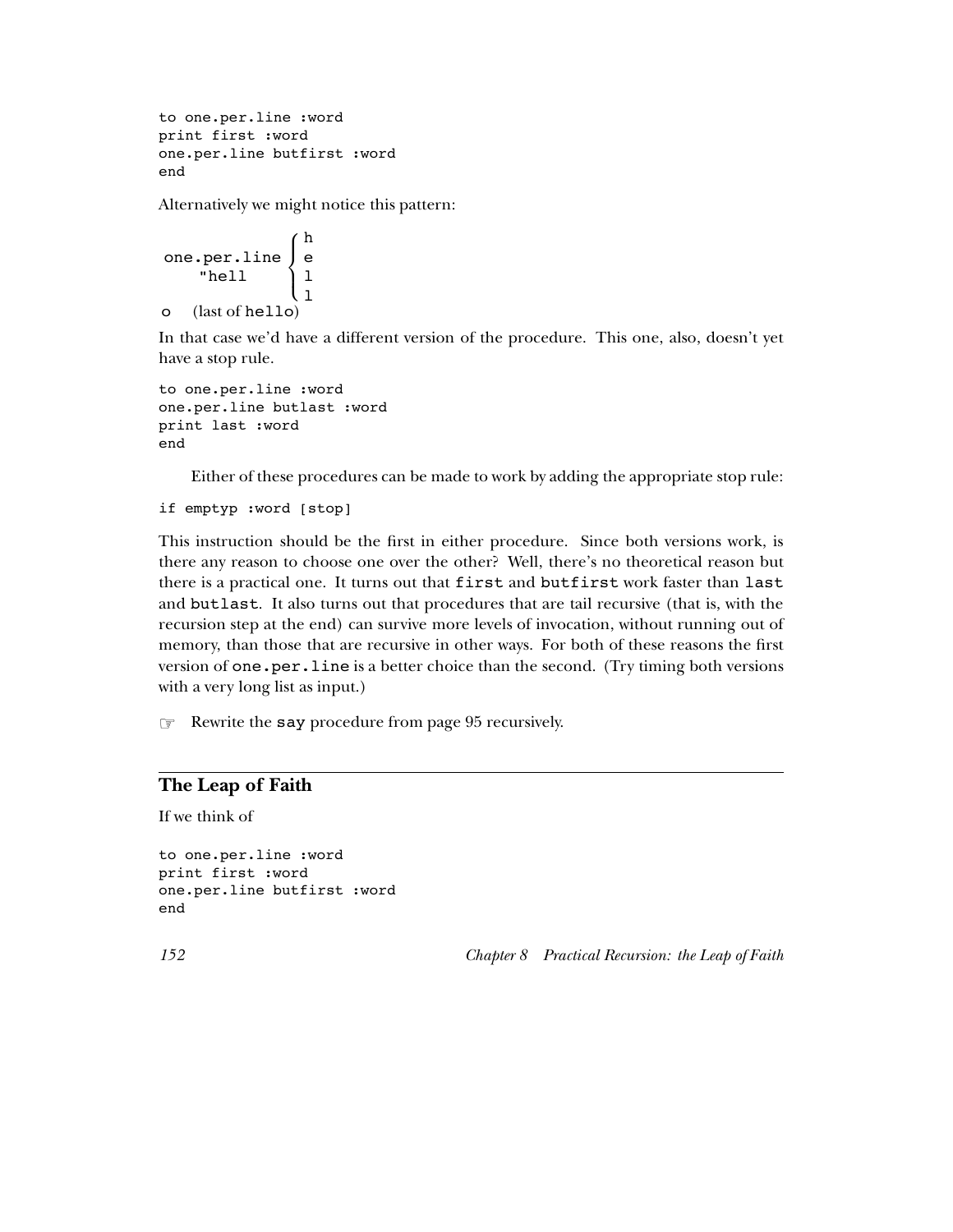```
to one.per.line :word
print first :word
one.per.line butfirst :word
end
```

Alternatively we might notice this pattern:

```
one.per.line  { h
    "hell     { e
              { l
              { l
o    (last of hello)
```

In that case we'd have a different version of the procedure. This one, also, doesn't yet have a stop rule.

```
to one.per.line :word
one.per.line butlast :word
print last :word
end
```

Either of these procedures can be made to work by adding the appropriate stop rule:

```
if emptyp :word [stop]
```

This instruction should be the first in either procedure. Since both versions work, is there any reason to choose one over the other? Well, there's no theoretical reason but there is a practical one. It turns out that `first` and `butfirst` work faster than `last` and `butlast`. It also turns out that procedures that are tail recursive (that is, with the recursion step at the end) can survive more levels of invocation, without running out of memory, than those that are recursive in other ways. For both of these reasons the first version of `one.per.line` is a better choice than the second. (Try timing both versions with a very long list as input.)

☞ Rewrite the `say` procedure from page 95 recursively.

## The Leap of Faith

If we think of

```
to one.per.line :word
print first :word
one.per.line butfirst :word
end
```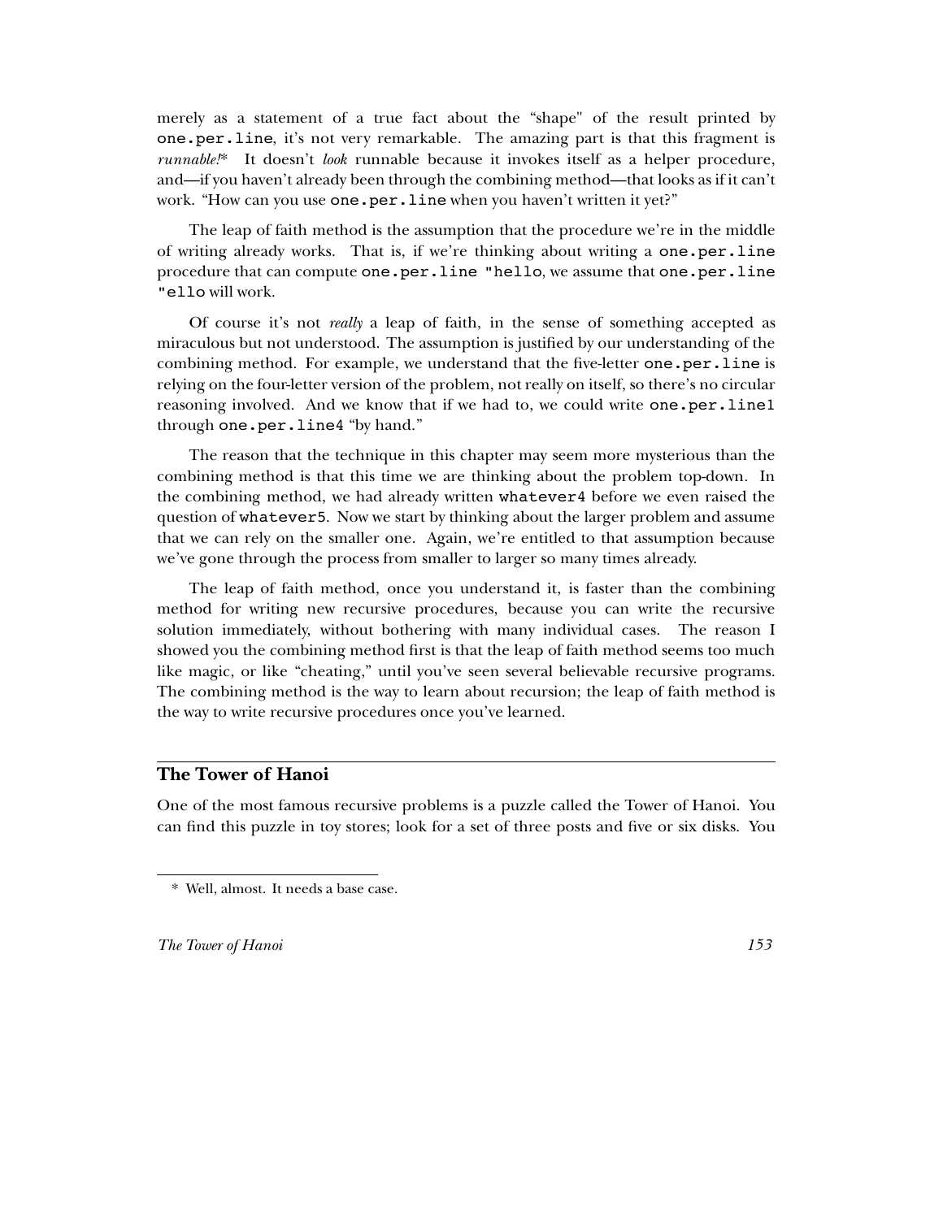merely as a statement of a true fact about the "shape" of the result printed by `one.per.line`, it's not very remarkable. The amazing part is that this fragment is *runnable!** It doesn't *look* runnable because it invokes itself as a helper procedure, and—if you haven't already been through the combining method—that looks as if it can't work. "How can you use `one.per.line` when you haven't written it yet?"

The leap of faith method is the assumption that the procedure we're in the middle of writing already works. That is, if we're thinking about writing a `one.per.line` procedure that can compute `one.per.line "hello`, we assume that `one.per.line "ello` will work.

Of course it's not *really* a leap of faith, in the sense of something accepted as miraculous but not understood. The assumption is justified by our understanding of the combining method. For example, we understand that the five-letter `one.per.line` is relying on the four-letter version of the problem, not really on itself, so there's no circular reasoning involved. And we know that if we had to, we could write `one.per.line1` through `one.per.line4` "by hand."

The reason that the technique in this chapter may seem more mysterious than the combining method is that this time we are thinking about the problem top-down. In the combining method, we had already written `whatever4` before we even raised the question of `whatever5`. Now we start by thinking about the larger problem and assume that we can rely on the smaller one. Again, we're entitled to that assumption because we've gone through the process from smaller to larger so many times already.

The leap of faith method, once you understand it, is faster than the combining method for writing new recursive procedures, because you can write the recursive solution immediately, without bothering with many individual cases. The reason I showed you the combining method first is that the leap of faith method seems too much like magic, or like "cheating," until you've seen several believable recursive programs. The combining method is the way to learn about recursion; the leap of faith method is the way to write recursive procedures once you've learned.

## The Tower of Hanoi

One of the most famous recursive problems is a puzzle called the Tower of Hanoi. You can find this puzzle in toy stores; look for a set of three posts and five or six disks. You

* Well, almost. It needs a base case.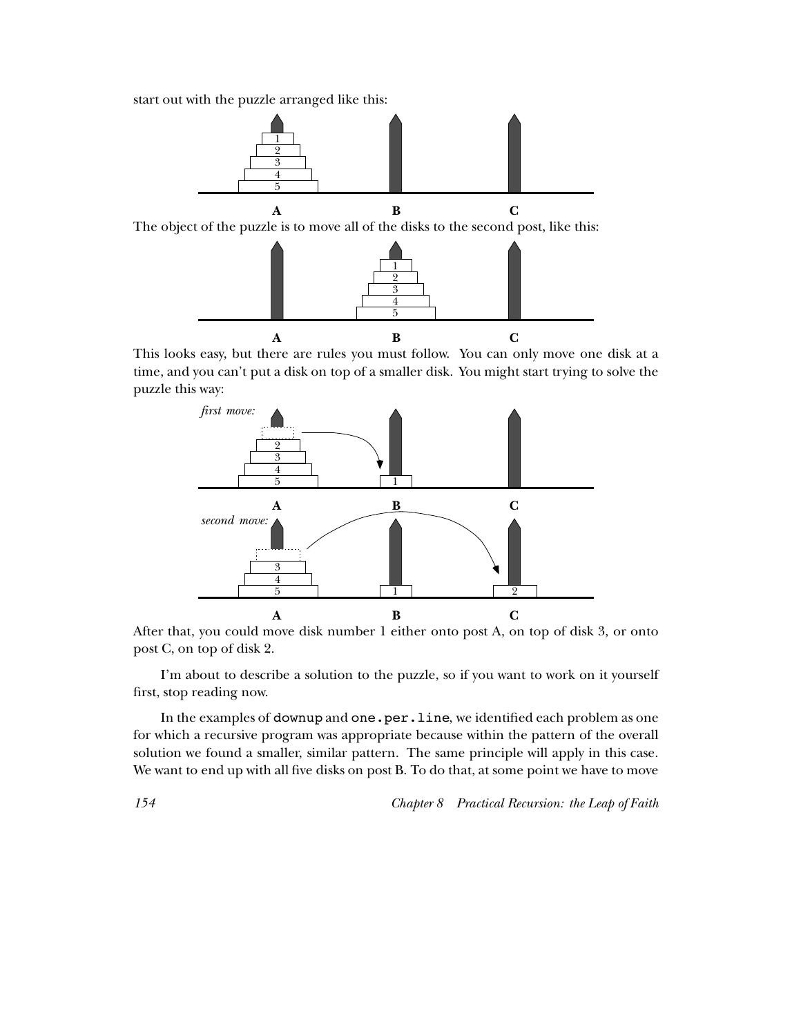start out with the puzzle arranged like this:

The object of the puzzle is to move all of the disks to the second post, like this:

This looks easy, but there are rules you must follow. You can only move one disk at a time, and you can't put a disk on top of a smaller disk. You might start trying to solve the puzzle this way:

After that, you could move disk number 1 either onto post A, on top of disk 3, or onto post C, on top of disk 2.

I'm about to describe a solution to the puzzle, so if you want to work on it yourself first, stop reading now.

In the examples of `downup` and `one.per.line`, we identified each problem as one for which a recursive program was appropriate because within the pattern of the overall solution we found a smaller, similar pattern. The same principle will apply in this case. We want to end up with all five disks on post B. To do that, at some point we have to move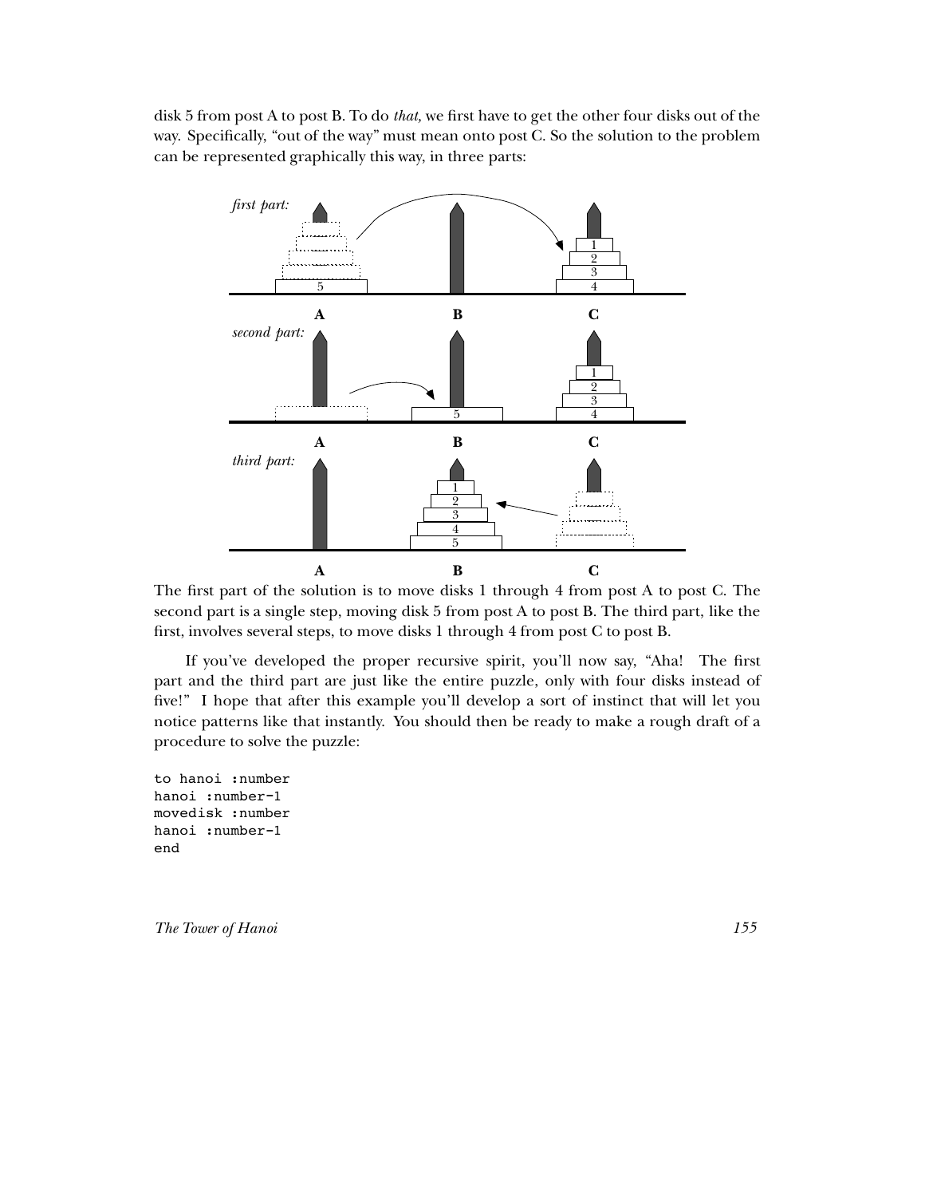disk 5 from post A to post B. To do *that,* we first have to get the other four disks out of the way. Specifically, "out of the way" must mean onto post C. So the solution to the problem can be represented graphically this way, in three parts:

The first part of the solution is to move disks 1 through 4 from post A to post C. The second part is a single step, moving disk 5 from post A to post B. The third part, like the first, involves several steps, to move disks 1 through 4 from post C to post B.

If you've developed the proper recursive spirit, you'll now say, "Aha! The first part and the third part are just like the entire puzzle, only with four disks instead of five!" I hope that after this example you'll develop a sort of instinct that will let you notice patterns like that instantly. You should then be ready to make a rough draft of a procedure to solve the puzzle:

```
to hanoi :number
hanoi :number-1
movedisk :number
hanoi :number-1
end
```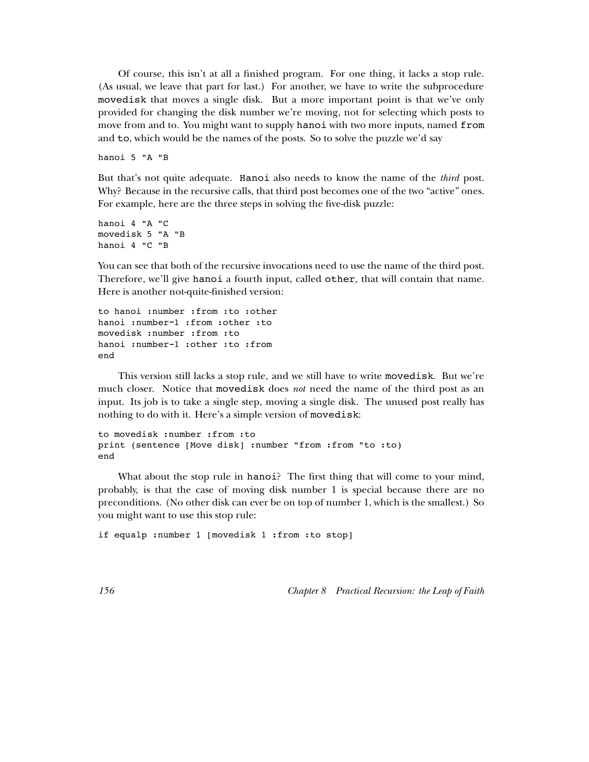Of course, this isn't at all a finished program. For one thing, it lacks a stop rule. (As usual, we leave that part for last.) For another, we have to write the subprocedure `movedisk` that moves a single disk. But a more important point is that we've only provided for changing the disk number we're moving, not for selecting which posts to move from and to. You might want to supply `hanoi` with two more inputs, named `from` and `to`, which would be the names of the posts. So to solve the puzzle we'd say

```
hanoi 5 "A "B
```

But that's not quite adequate. `Hanoi` also needs to know the name of the *third* post. Why? Because in the recursive calls, that third post becomes one of the two "active" ones. For example, here are the three steps in solving the five-disk puzzle:

```
hanoi 4 "A "C
movedisk 5 "A "B
hanoi 4 "C "B
```

You can see that both of the recursive invocations need to use the name of the third post. Therefore, we'll give `hanoi` a fourth input, called `other`, that will contain that name. Here is another not-quite-finished version:

```
to hanoi :number :from :to :other
hanoi :number-1 :from :other :to
movedisk :number :from :to
hanoi :number-1 :other :to :from
end
```

This version still lacks a stop rule, and we still have to write `movedisk`. But we're much closer. Notice that `movedisk` does *not* need the name of the third post as an input. Its job is to take a single step, moving a single disk. The unused post really has nothing to do with it. Here's a simple version of `movedisk`:

```
to movedisk :number :from :to
print (sentence [Move disk] :number "from :from "to :to)
end
```

What about the stop rule in `hanoi`? The first thing that will come to your mind, probably, is that the case of moving disk number 1 is special because there are no preconditions. (No other disk can ever be on top of number 1, which is the smallest.) So you might want to use this stop rule:

```
if equalp :number 1 [movedisk 1 :from :to stop]
```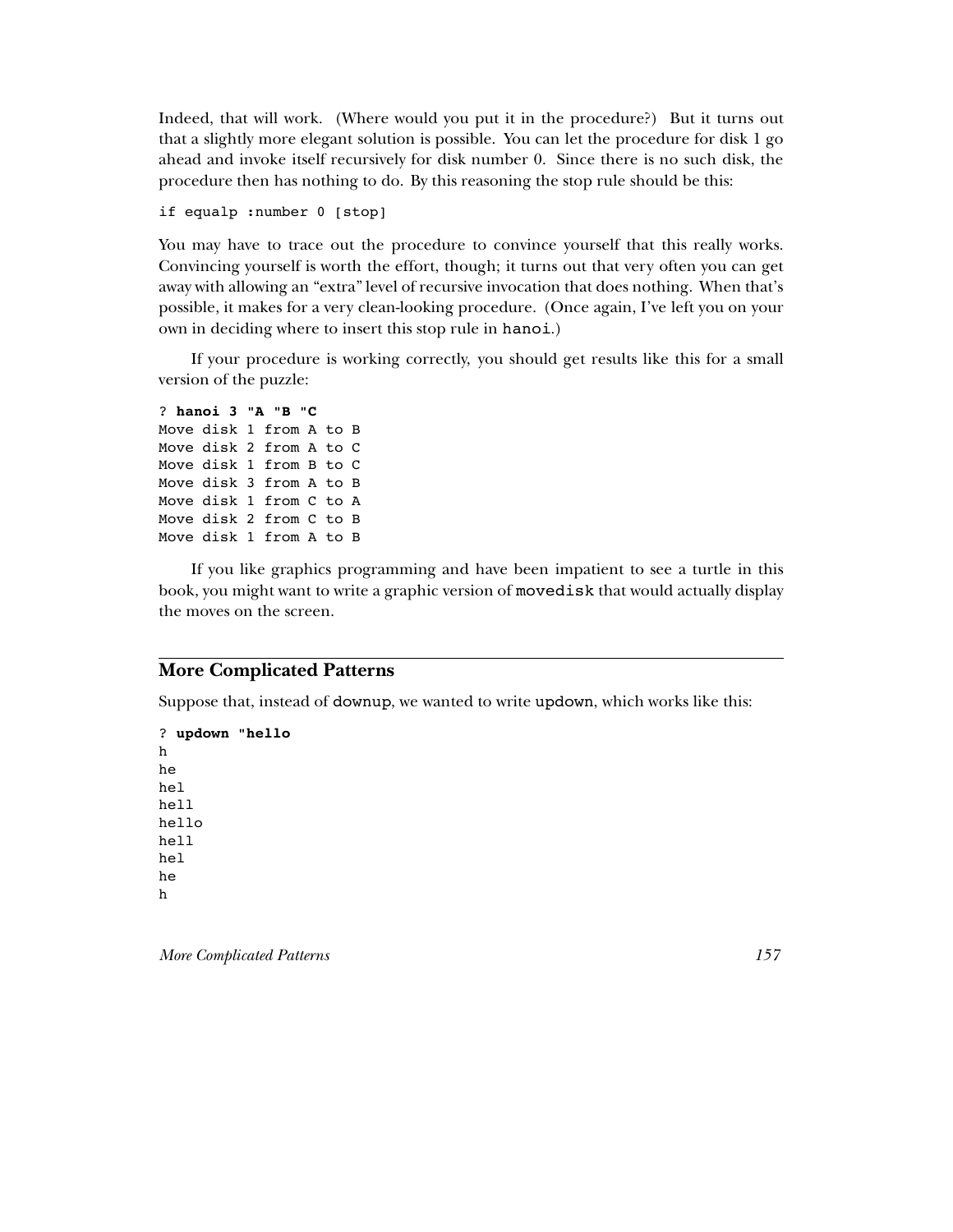Indeed, that will work. (Where would you put it in the procedure?) But it turns out that a slightly more elegant solution is possible. You can let the procedure for disk 1 go ahead and invoke itself recursively for disk number 0. Since there is no such disk, the procedure then has nothing to do. By this reasoning the stop rule should be this:

```
if equalp :number 0 [stop]
```

You may have to trace out the procedure to convince yourself that this really works. Convincing yourself is worth the effort, though; it turns out that very often you can get away with allowing an "extra" level of recursive invocation that does nothing. When that's possible, it makes for a very clean-looking procedure. (Once again, I've left you on your own in deciding where to insert this stop rule in `hanoi`.)

If your procedure is working correctly, you should get results like this for a small version of the puzzle:

```
? hanoi 3 "A "B "C
Move disk 1 from A to B
Move disk 2 from A to C
Move disk 1 from B to C
Move disk 3 from A to B
Move disk 1 from C to A
Move disk 2 from C to B
Move disk 1 from A to B
```

If you like graphics programming and have been impatient to see a turtle in this book, you might want to write a graphic version of `movedisk` that would actually display the moves on the screen.

## More Complicated Patterns

Suppose that, instead of `downup`, we wanted to write `updown`, which works like this:

```
? updown "hello
h
he
hel
hell
hello
hell
hel
he
h
```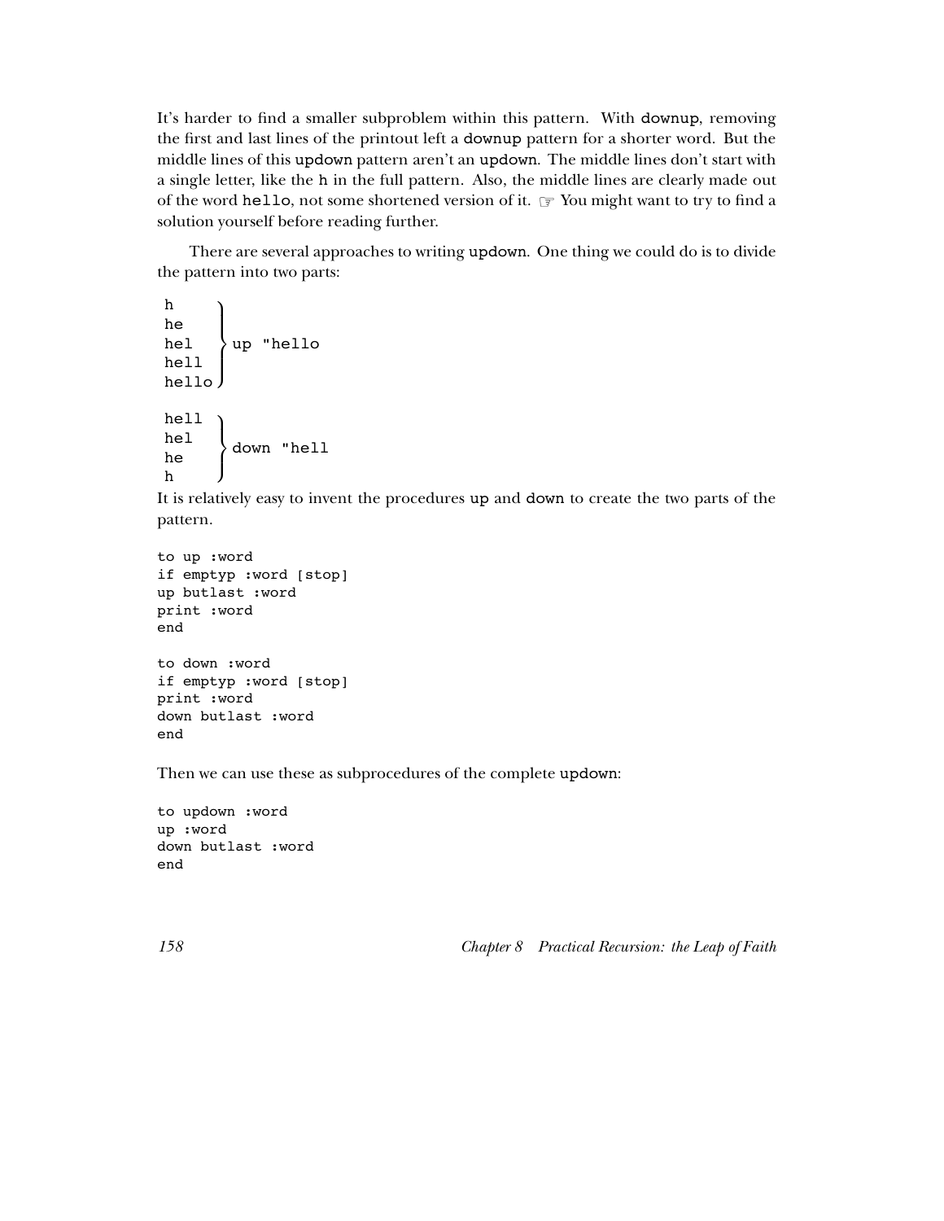It's harder to find a smaller subproblem within this pattern. With `downup`, removing the first and last lines of the printout left a `downup` pattern for a shorter word. But the middle lines of this `updown` pattern aren't an `updown`. The middle lines don't start with a single letter, like the `h` in the full pattern. Also, the middle lines are clearly made out of the word `hello`, not some shortened version of it. ☞ You might want to try to find a solution yourself before reading further.

There are several approaches to writing `updown`. One thing we could do is to divide the pattern into two parts:

```
h     )
he    |
hel   } up "hello
hell  |
hello )

hell  )
hel   } down "hell
he    |
h     )
```

It is relatively easy to invent the procedures `up` and `down` to create the two parts of the pattern.

```
to up :word
if emptyp :word [stop]
up butlast :word
print :word
end

to down :word
if emptyp :word [stop]
print :word
down butlast :word
end
```

Then we can use these as subprocedures of the complete `updown`:

```
to updown :word
up :word
down butlast :word
end
```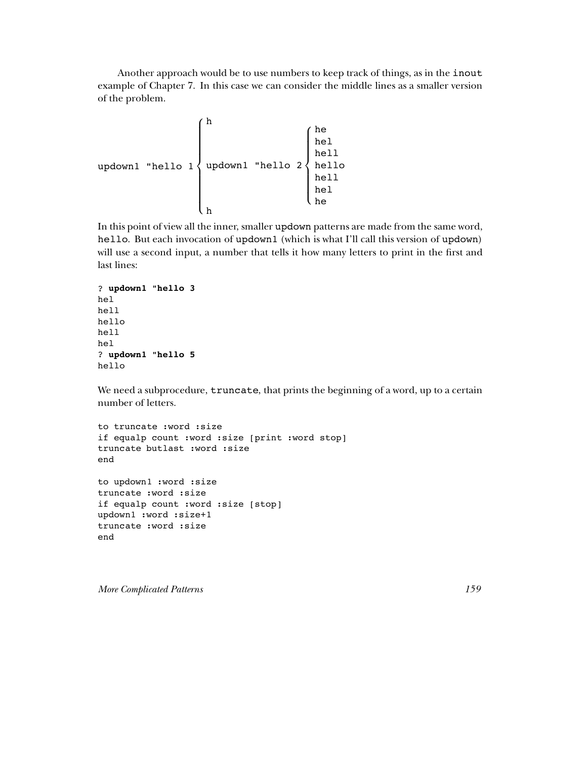Another approach would be to use numbers to keep track of things, as in the `inout` example of Chapter 7. In this case we can consider the middle lines as a smaller version of the problem.

```
                  ⎧ h
                  ⎪                         ⎧ he
                  ⎪                         ⎪ hel
                  ⎪                         ⎪ hell
updown1 "hello 1  ⎨ updown1 "hello 2        ⎨ hello
                  ⎪                         ⎪ hell
                  ⎪                         ⎪ hel
                  ⎪                         ⎩ he
                  ⎩ h
```

In this point of view all the inner, smaller `updown` patterns are made from the same word, `hello`. But each invocation of `updown1` (which is what I'll call this version of `updown`) will use a second input, a number that tells it how many letters to print in the first and last lines:

```
? updown1 "hello 3
hel
hell
hello
hell
hel
? updown1 "hello 5
hello
```

We need a subprocedure, `truncate`, that prints the beginning of a word, up to a certain number of letters.

```
to truncate :word :size
if equalp count :word :size [print :word stop]
truncate butlast :word :size
end

to updown1 :word :size
truncate :word :size
if equalp count :word :size [stop]
updown1 :word :size+1
truncate :word :size
end
```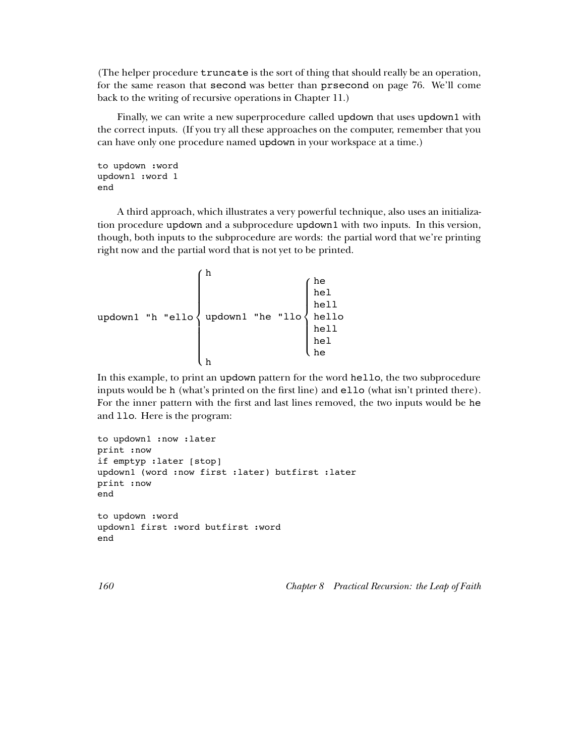(The helper procedure `truncate` is the sort of thing that should really be an operation, for the same reason that `second` was better than `prsecond` on page 76. We'll come back to the writing of recursive operations in Chapter 11.)

Finally, we can write a new superprocedure called `updown` that uses `updown1` with the correct inputs. (If you try all these approaches on the computer, remember that you can have only one procedure named `updown` in your workspace at a time.)

```
to updown :word
updown1 :word 1
end
```

A third approach, which illustrates a very powerful technique, also uses an initialization procedure `updown` and a subprocedure `updown1` with two inputs. In this version, though, both inputs to the subprocedure are words: the partial word that we're printing right now and the partial word that is not yet to be printed.

```
                      ⎧ h
                      ⎪                       ⎧ he
                      ⎪                       ⎪ hel
                      ⎪                       ⎪ hell
updown1 "h "ello      ⎨ updown1 "he "llo      ⎨ hello
                      ⎪                       ⎪ hell
                      ⎪                       ⎪ hel
                      ⎪                       ⎩ he
                      ⎩ h
```

In this example, to print an `updown` pattern for the word `hello`, the two subprocedure inputs would be `h` (what's printed on the first line) and `ello` (what isn't printed there). For the inner pattern with the first and last lines removed, the two inputs would be `he` and `llo`. Here is the program:

```
to updown1 :now :later
print :now
if emptyp :later [stop]
updown1 (word :now first :later) butfirst :later
print :now
end

to updown :word
updown1 first :word butfirst :word
end
```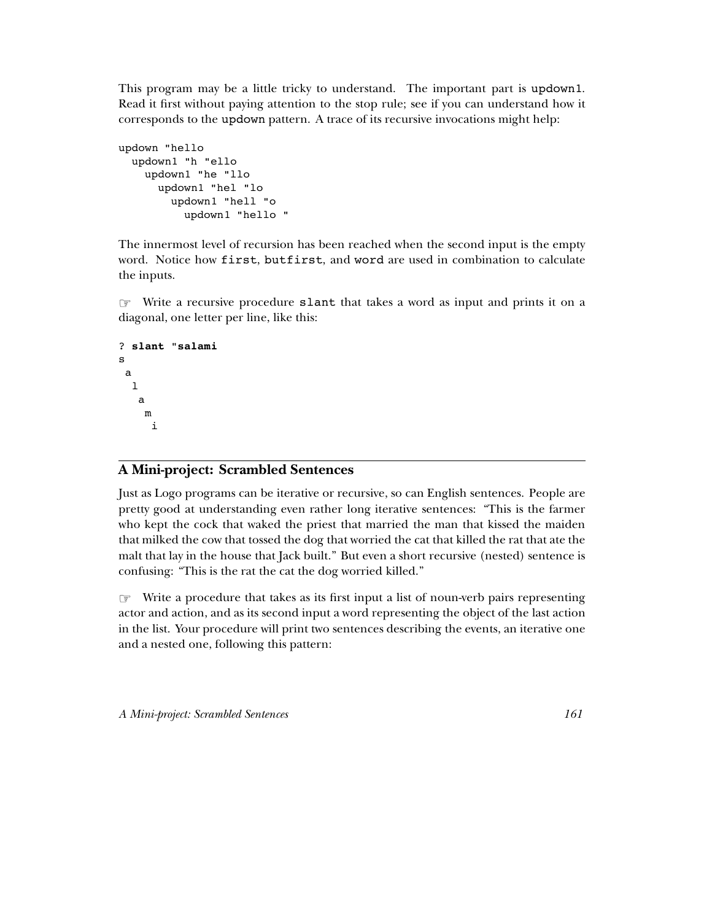This program may be a little tricky to understand. The important part is `updown1`. Read it first without paying attention to the stop rule; see if you can understand how it corresponds to the `updown` pattern. A trace of its recursive invocations might help:

```
updown "hello
  updown1 "h "ello
    updown1 "he "llo
      updown1 "hel "lo
        updown1 "hell "o
          updown1 "hello "
```

The innermost level of recursion has been reached when the second input is the empty word. Notice how `first`, `butfirst`, and `word` are used in combination to calculate the inputs.

☞ Write a recursive procedure `slant` that takes a word as input and prints it on a diagonal, one letter per line, like this:

```
? slant "salami
s
 a
  l
   a
    m
     i
```

## A Mini-project: Scrambled Sentences

Just as Logo programs can be iterative or recursive, so can English sentences. People are pretty good at understanding even rather long iterative sentences: "This is the farmer who kept the cock that waked the priest that married the man that kissed the maiden that milked the cow that tossed the dog that worried the cat that killed the rat that ate the malt that lay in the house that Jack built." But even a short recursive (nested) sentence is confusing: "This is the rat the cat the dog worried killed."

☞ Write a procedure that takes as its first input a list of noun-verb pairs representing actor and action, and as its second input a word representing the object of the last action in the list. Your procedure will print two sentences describing the events, an iterative one and a nested one, following this pattern: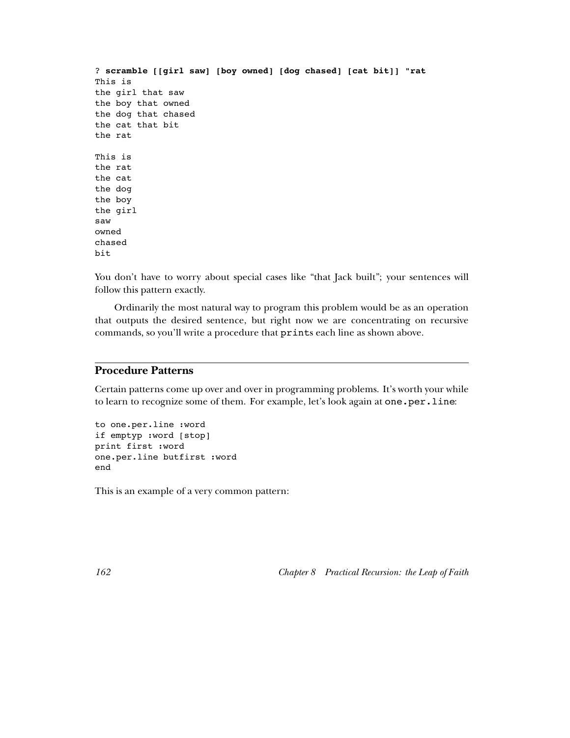```
? scramble [[girl saw] [boy owned] [dog chased] [cat bit]] "rat
This is
the girl that saw
the boy that owned
the dog that chased
the cat that bit
the rat

This is
the rat
the cat
the dog
the boy
the girl
saw
owned
chased
bit
```

You don't have to worry about special cases like "that Jack built"; your sentences will follow this pattern exactly.

Ordinarily the most natural way to program this problem would be as an operation that outputs the desired sentence, but right now we are concentrating on recursive commands, so you'll write a procedure that `print`s each line as shown above.

## Procedure Patterns

Certain patterns come up over and over in programming problems. It's worth your while to learn to recognize some of them. For example, let's look again at `one.per.line`:

```
to one.per.line :word
if emptyp :word [stop]
print first :word
one.per.line butfirst :word
end
```

This is an example of a very common pattern: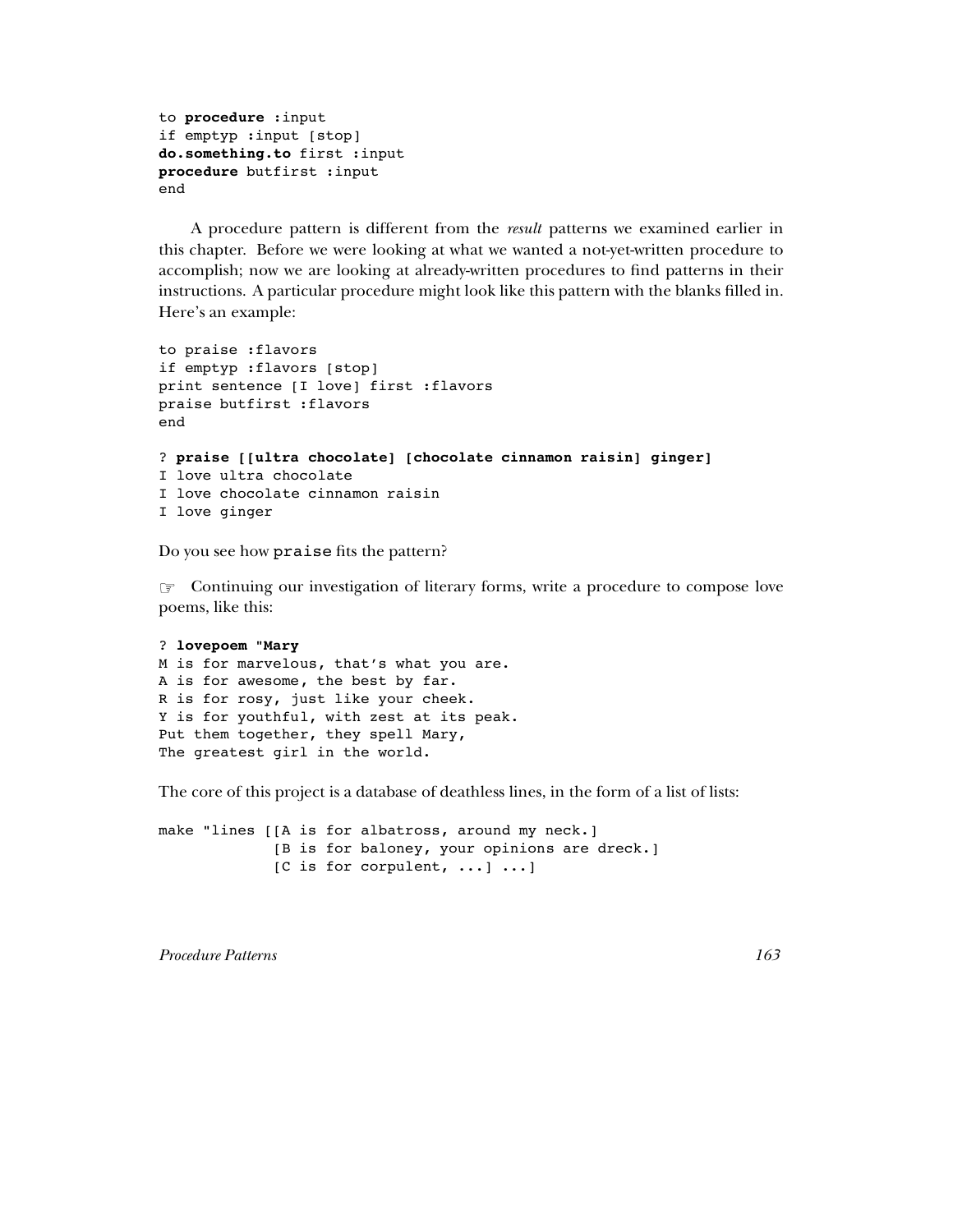```
to procedure :input
if emptyp :input [stop]
do.something.to first :input
procedure butfirst :input
end
```

A procedure pattern is different from the *result* patterns we examined earlier in this chapter. Before we were looking at what we wanted a not-yet-written procedure to accomplish; now we are looking at already-written procedures to find patterns in their instructions. A particular procedure might look like this pattern with the blanks filled in. Here's an example:

```
to praise :flavors
if emptyp :flavors [stop]
print sentence [I love] first :flavors
praise butfirst :flavors
end

? praise [[ultra chocolate] [chocolate cinnamon raisin] ginger]
I love ultra chocolate
I love chocolate cinnamon raisin
I love ginger
```

Do you see how `praise` fits the pattern?

☞ Continuing our investigation of literary forms, write a procedure to compose love poems, like this:

```
? lovepoem "Mary
M is for marvelous, that's what you are.
A is for awesome, the best by far.
R is for rosy, just like your cheek.
Y is for youthful, with zest at its peak.
Put them together, they spell Mary,
The greatest girl in the world.
```

The core of this project is a database of deathless lines, in the form of a list of lists:

```
make "lines [[A is for albatross, around my neck.]
             [B is for baloney, your opinions are dreck.]
             [C is for corpulent, ...] ...]
```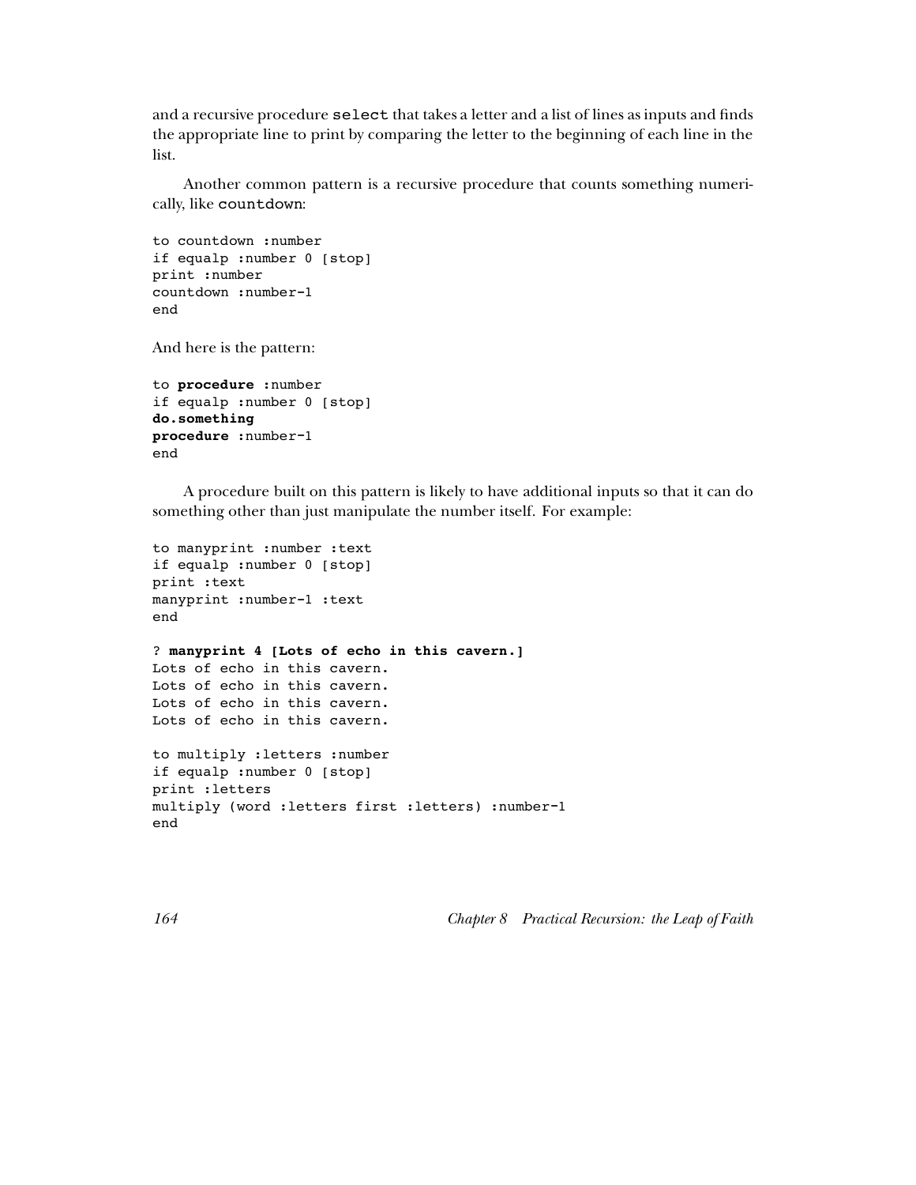and a recursive procedure `select` that takes a letter and a list of lines as inputs and finds the appropriate line to print by comparing the letter to the beginning of each line in the list.

Another common pattern is a recursive procedure that counts something numerically, like `countdown`:

```
to countdown :number
if equalp :number 0 [stop]
print :number
countdown :number-1
end
```

And here is the pattern:

```
to procedure :number
if equalp :number 0 [stop]
do.something
procedure :number-1
end
```

A procedure built on this pattern is likely to have additional inputs so that it can do something other than just manipulate the number itself. For example:

```
to manyprint :number :text
if equalp :number 0 [stop]
print :text
manyprint :number-1 :text
end

? manyprint 4 [Lots of echo in this cavern.]
Lots of echo in this cavern.
Lots of echo in this cavern.
Lots of echo in this cavern.
Lots of echo in this cavern.

to multiply :letters :number
if equalp :number 0 [stop]
print :letters
multiply (word :letters first :letters) :number-1
end
```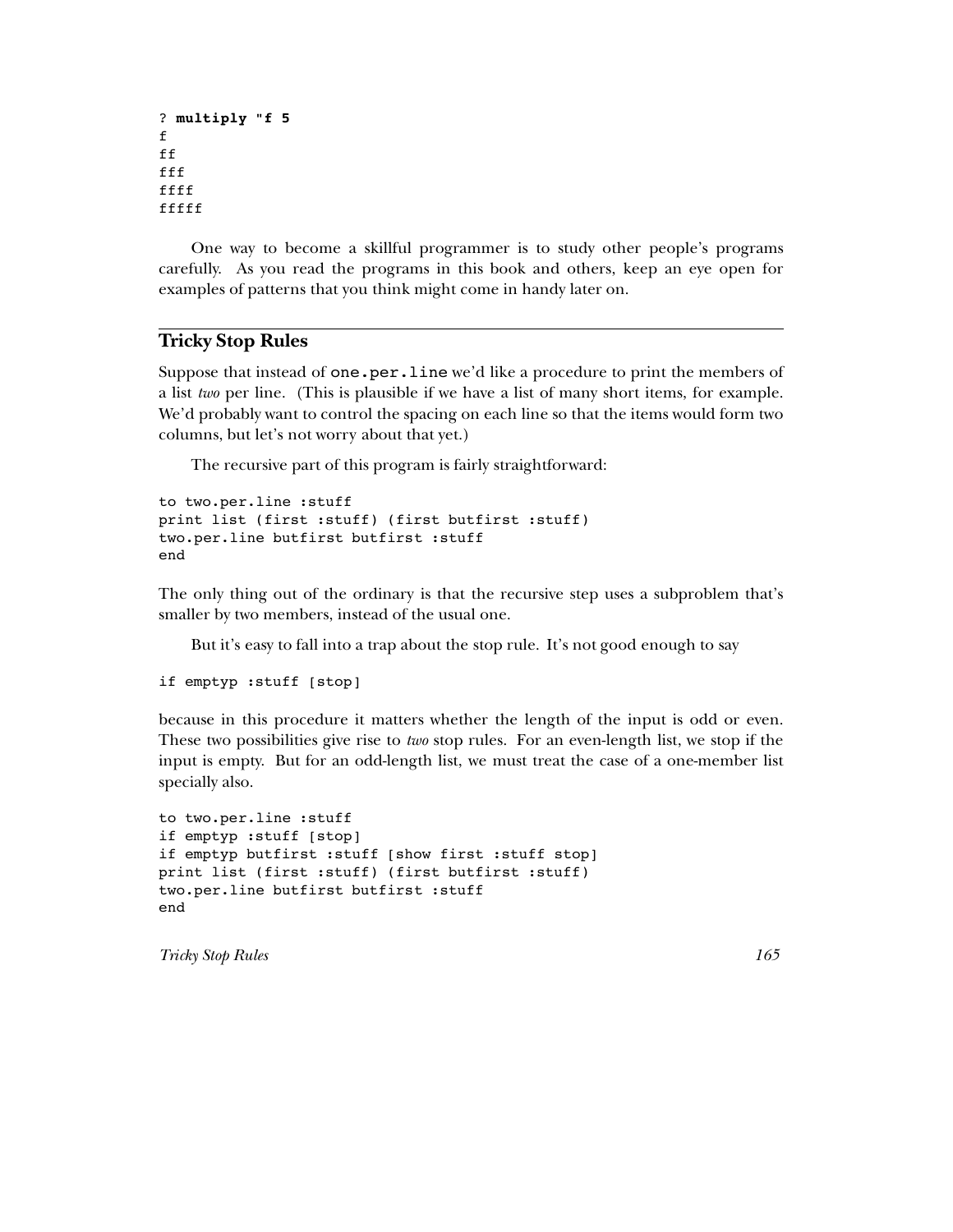```
? multiply "f 5
f
ff
fff
ffff
fffff
```

One way to become a skillful programmer is to study other people's programs carefully. As you read the programs in this book and others, keep an eye open for examples of patterns that you think might come in handy later on.

## Tricky Stop Rules

Suppose that instead of `one.per.line` we'd like a procedure to print the members of a list *two* per line. (This is plausible if we have a list of many short items, for example. We'd probably want to control the spacing on each line so that the items would form two columns, but let's not worry about that yet.)

The recursive part of this program is fairly straightforward:

```
to two.per.line :stuff
print list (first :stuff) (first butfirst :stuff)
two.per.line butfirst butfirst :stuff
end
```

The only thing out of the ordinary is that the recursive step uses a subproblem that's smaller by two members, instead of the usual one.

But it's easy to fall into a trap about the stop rule. It's not good enough to say

```
if emptyp :stuff [stop]
```

because in this procedure it matters whether the length of the input is odd or even. These two possibilities give rise to *two* stop rules. For an even-length list, we stop if the input is empty. But for an odd-length list, we must treat the case of a one-member list specially also.

```
to two.per.line :stuff
if emptyp :stuff [stop]
if emptyp butfirst :stuff [show first :stuff stop]
print list (first :stuff) (first butfirst :stuff)
two.per.line butfirst butfirst :stuff
end
```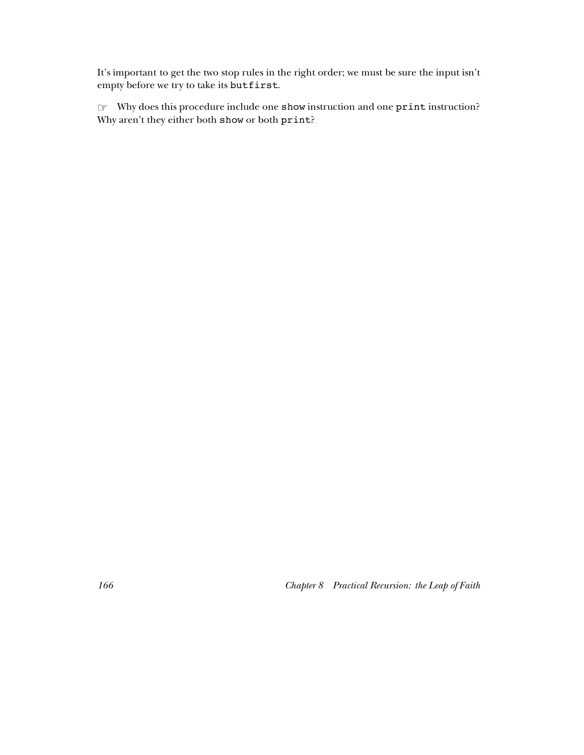It's important to get the two stop rules in the right order; we must be sure the input isn't empty before we try to take its `butfirst`.

☞ Why does this procedure include one `show` instruction and one `print` instruction? Why aren't they either both `show` or both `print`?